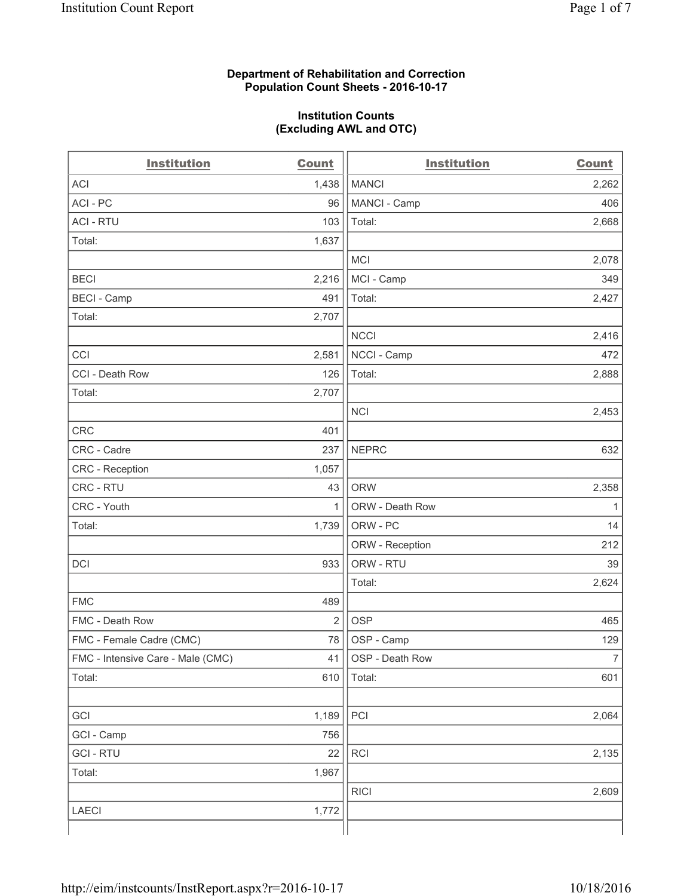**Department of Rehabilitation and Correction**
**Population Count Sheets - 2016-10-17**

**Institution Counts**
**(Excluding AWL and OTC)**

| Institution | Count | Institution | Count |
|---|---|---|---|
| ACI | 1,438 | MANCI | 2,262 |
| ACI - PC | 96 | MANCI - Camp | 406 |
| ACI - RTU | 103 | Total: | 2,668 |
| Total: | 1,637 | | |
| | | MCI | 2,078 |
| BECI | 2,216 | MCI - Camp | 349 |
| BECI - Camp | 491 | Total: | 2,427 |
| Total: | 2,707 | | |
| | | NCCI | 2,416 |
| CCI | 2,581 | NCCI - Camp | 472 |
| CCI - Death Row | 126 | Total: | 2,888 |
| Total: | 2,707 | | |
| | | NCI | 2,453 |
| CRC | 401 | | |
| CRC - Cadre | 237 | NEPRC | 632 |
| CRC - Reception | 1,057 | | |
| CRC - RTU | 43 | ORW | 2,358 |
| CRC - Youth | 1 | ORW - Death Row | 1 |
| Total: | 1,739 | ORW - PC | 14 |
| | | ORW - Reception | 212 |
| DCI | 933 | ORW - RTU | 39 |
| | | Total: | 2,624 |
| FMC | 489 | | |
| FMC - Death Row | 2 | OSP | 465 |
| FMC - Female Cadre (CMC) | 78 | OSP - Camp | 129 |
| FMC - Intensive Care - Male (CMC) | 41 | OSP - Death Row | 7 |
| Total: | 610 | Total: | 601 |
| | | | |
| GCI | 1,189 | PCI | 2,064 |
| GCI - Camp | 756 | | |
| GCI - RTU | 22 | RCI | 2,135 |
| Total: | 1,967 | | |
| | | RICI | 2,609 |
| LAECI | 1,772 | | |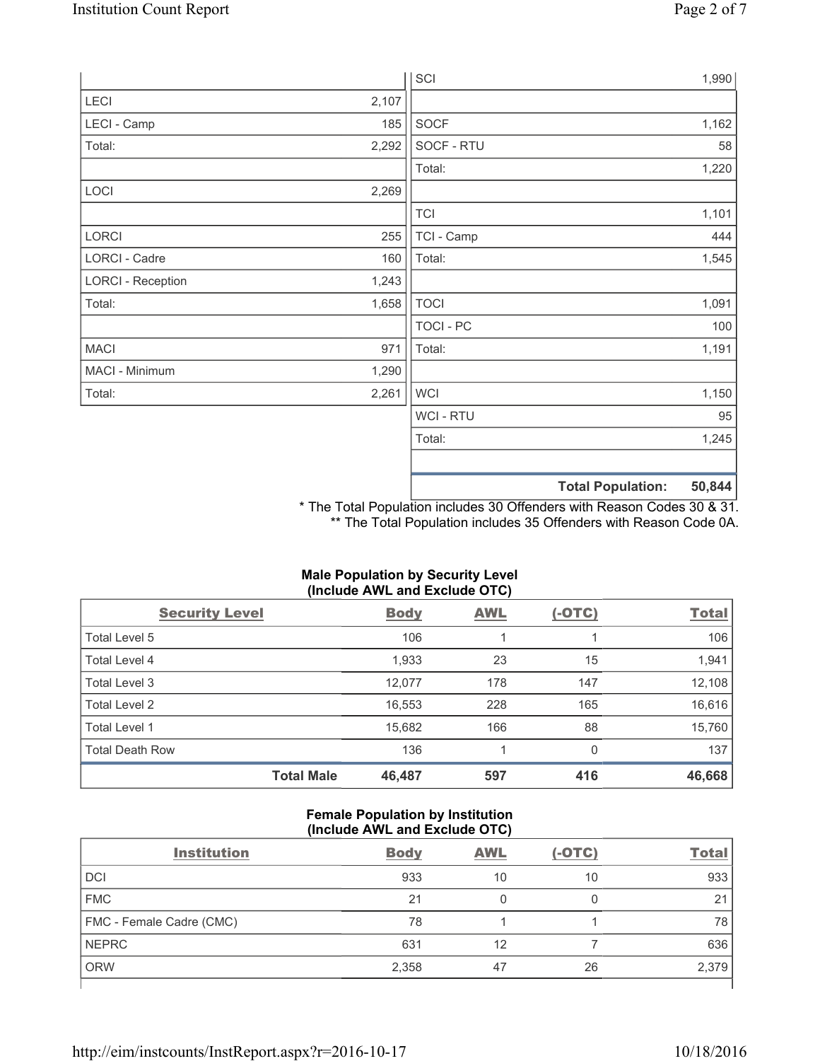| | |
|---|---|
| LECI | 2,107 |
| LECI - Camp | 185 |
| Total: | 2,292 |
| | |
| LOCI | 2,269 |
| | |
| LORCI | 255 |
| LORCI - Cadre | 160 |
| LORCI - Reception | 1,243 |
| Total: | 1,658 |
| | |
| MACI | 971 |
| MACI - Minimum | 1,290 |
| Total: | 2,261 |

| | |
|---|---|
| SCI | 1,990 |
| | |
| SOCF | 1,162 |
| SOCF - RTU | 58 |
| Total: | 1,220 |
| | |
| TCI | 1,101 |
| TCI - Camp | 444 |
| Total: | 1,545 |
| | |
| TOCI | 1,091 |
| TOCI - PC | 100 |
| Total: | 1,191 |
| | |
| WCI | 1,150 |
| WCI - RTU | 95 |
| Total: | 1,245 |
| | |
| **Total Population:** | **50,844** |

* The Total Population includes 30 Offenders with Reason Codes 30 & 31.
** The Total Population includes 35 Offenders with Reason Code 0A.

**Male Population by Security Level (Include AWL and Exclude OTC)**

| Security Level | Body | AWL | (-OTC) | Total |
|---|---|---|---|---|
| Total Level 5 | 106 | 1 | 1 | 106 |
| Total Level 4 | 1,933 | 23 | 15 | 1,941 |
| Total Level 3 | 12,077 | 178 | 147 | 12,108 |
| Total Level 2 | 16,553 | 228 | 165 | 16,616 |
| Total Level 1 | 15,682 | 166 | 88 | 15,760 |
| Total Death Row | 136 | 1 | 0 | 137 |
| **Total Male** | **46,487** | **597** | **416** | **46,668** |

**Female Population by Institution (Include AWL and Exclude OTC)**

| Institution | Body | AWL | (-OTC) | Total |
|---|---|---|---|---|
| DCI | 933 | 10 | 10 | 933 |
| FMC | 21 | 0 | 0 | 21 |
| FMC - Female Cadre (CMC) | 78 | 1 | 1 | 78 |
| NEPRC | 631 | 12 | 7 | 636 |
| ORW | 2,358 | 47 | 26 | 2,379 |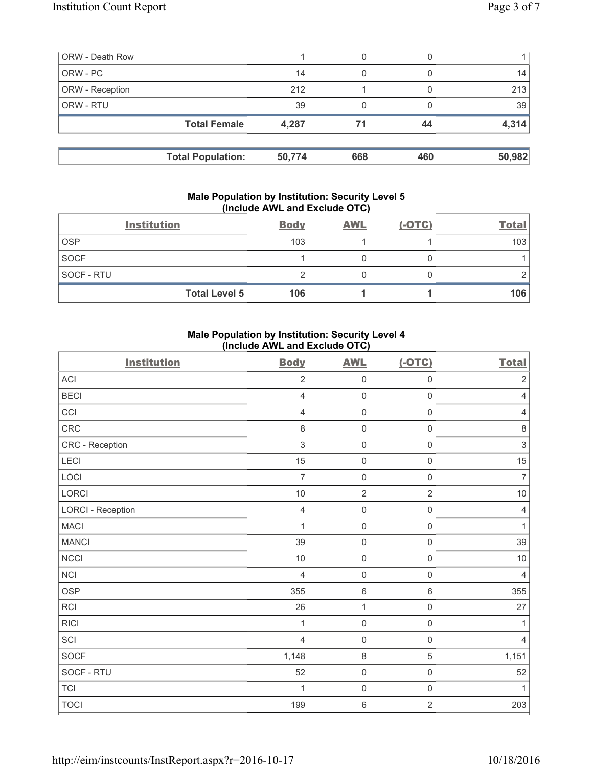| | | | | |
|---|---|---|---|---|
| ORW - Death Row | 1 | 0 | 0 | 1 |
| ORW - PC | 14 | 0 | 0 | 14 |
| ORW - Reception | 212 | 1 | 0 | 213 |
| ORW - RTU | 39 | 0 | 0 | 39 |
| **Total Female** | **4,287** | **71** | **44** | **4,314** |

| | | | | |
|---|---|---|---|---|
| **Total Population:** | **50,774** | **668** | **460** | **50,982** |

### Male Population by Institution: Security Level 5 (Include AWL and Exclude OTC)

| Institution | Body | AWL | (-OTC) | Total |
|---|---|---|---|---|
| OSP | 103 | 1 | 1 | 103 |
| SOCF | 1 | 0 | 0 | 1 |
| SOCF - RTU | 2 | 0 | 0 | 2 |
| **Total Level 5** | **106** | **1** | **1** | **106** |

### Male Population by Institution: Security Level 4 (Include AWL and Exclude OTC)

| Institution | Body | AWL | (-OTC) | Total |
|---|---|---|---|---|
| ACI | 2 | 0 | 0 | 2 |
| BECI | 4 | 0 | 0 | 4 |
| CCI | 4 | 0 | 0 | 4 |
| CRC | 8 | 0 | 0 | 8 |
| CRC - Reception | 3 | 0 | 0 | 3 |
| LECI | 15 | 0 | 0 | 15 |
| LOCI | 7 | 0 | 0 | 7 |
| LORCI | 10 | 2 | 2 | 10 |
| LORCI - Reception | 4 | 0 | 0 | 4 |
| MACI | 1 | 0 | 0 | 1 |
| MANCI | 39 | 0 | 0 | 39 |
| NCCI | 10 | 0 | 0 | 10 |
| NCI | 4 | 0 | 0 | 4 |
| OSP | 355 | 6 | 6 | 355 |
| RCI | 26 | 1 | 0 | 27 |
| RICI | 1 | 0 | 0 | 1 |
| SCI | 4 | 0 | 0 | 4 |
| SOCF | 1,148 | 8 | 5 | 1,151 |
| SOCF - RTU | 52 | 0 | 0 | 52 |
| TCI | 1 | 0 | 0 | 1 |
| TOCI | 199 | 6 | 2 | 203 |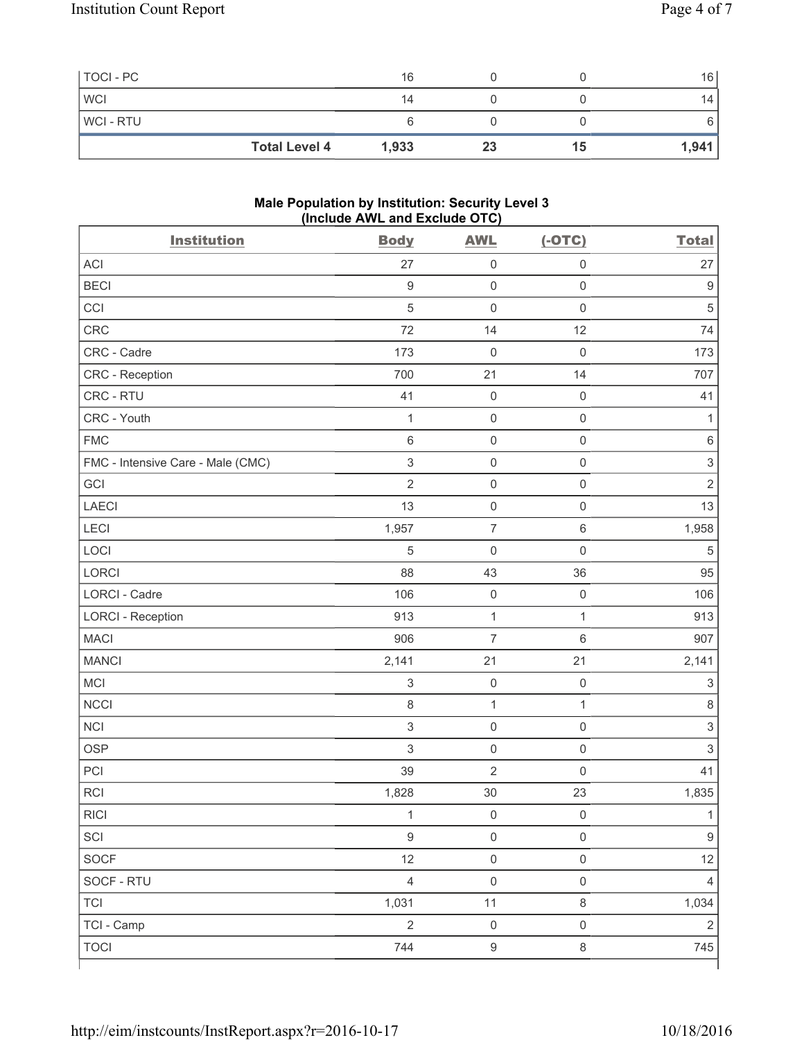| | | | | |
|---|---|---|---|---|
| TOCI - PC | 16 | 0 | 0 | 16 |
| WCI | 14 | 0 | 0 | 14 |
| WCI - RTU | 6 | 0 | 0 | 6 |
| **Total Level 4** | **1,933** | **23** | **15** | **1,941** |

**Male Population by Institution: Security Level 3 (Include AWL and Exclude OTC)**

| Institution | Body | AWL | (-OTC) | Total |
|---|---|---|---|---|
| ACI | 27 | 0 | 0 | 27 |
| BECI | 9 | 0 | 0 | 9 |
| CCI | 5 | 0 | 0 | 5 |
| CRC | 72 | 14 | 12 | 74 |
| CRC - Cadre | 173 | 0 | 0 | 173 |
| CRC - Reception | 700 | 21 | 14 | 707 |
| CRC - RTU | 41 | 0 | 0 | 41 |
| CRC - Youth | 1 | 0 | 0 | 1 |
| FMC | 6 | 0 | 0 | 6 |
| FMC - Intensive Care - Male (CMC) | 3 | 0 | 0 | 3 |
| GCI | 2 | 0 | 0 | 2 |
| LAECI | 13 | 0 | 0 | 13 |
| LECI | 1,957 | 7 | 6 | 1,958 |
| LOCI | 5 | 0 | 0 | 5 |
| LORCI | 88 | 43 | 36 | 95 |
| LORCI - Cadre | 106 | 0 | 0 | 106 |
| LORCI - Reception | 913 | 1 | 1 | 913 |
| MACI | 906 | 7 | 6 | 907 |
| MANCI | 2,141 | 21 | 21 | 2,141 |
| MCI | 3 | 0 | 0 | 3 |
| NCCI | 8 | 1 | 1 | 8 |
| NCI | 3 | 0 | 0 | 3 |
| OSP | 3 | 0 | 0 | 3 |
| PCI | 39 | 2 | 0 | 41 |
| RCI | 1,828 | 30 | 23 | 1,835 |
| RICI | 1 | 0 | 0 | 1 |
| SCI | 9 | 0 | 0 | 9 |
| SOCF | 12 | 0 | 0 | 12 |
| SOCF - RTU | 4 | 0 | 0 | 4 |
| TCI | 1,031 | 11 | 8 | 1,034 |
| TCI - Camp | 2 | 0 | 0 | 2 |
| TOCI | 744 | 9 | 8 | 745 |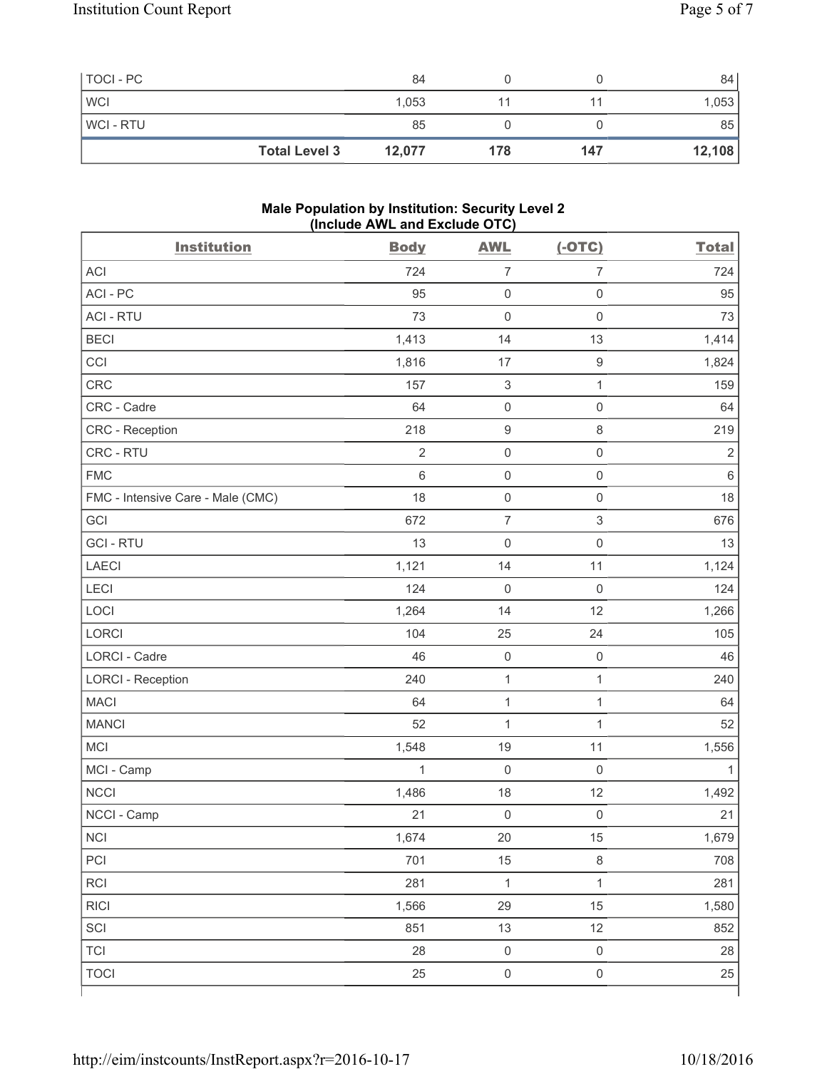| | | | | |
|---|---|---|---|---|
| TOCI - PC | 84 | 0 | 0 | 84 |
| WCI | 1,053 | 11 | 11 | 1,053 |
| WCI - RTU | 85 | 0 | 0 | 85 |
| **Total Level 3** | **12,077** | **178** | **147** | **12,108** |

### Male Population by Institution: Security Level 2 (Include AWL and Exclude OTC)

| Institution | Body | AWL | (-OTC) | Total |
|---|---|---|---|---|
| ACI | 724 | 7 | 7 | 724 |
| ACI - PC | 95 | 0 | 0 | 95 |
| ACI - RTU | 73 | 0 | 0 | 73 |
| BECI | 1,413 | 14 | 13 | 1,414 |
| CCI | 1,816 | 17 | 9 | 1,824 |
| CRC | 157 | 3 | 1 | 159 |
| CRC - Cadre | 64 | 0 | 0 | 64 |
| CRC - Reception | 218 | 9 | 8 | 219 |
| CRC - RTU | 2 | 0 | 0 | 2 |
| FMC | 6 | 0 | 0 | 6 |
| FMC - Intensive Care - Male (CMC) | 18 | 0 | 0 | 18 |
| GCI | 672 | 7 | 3 | 676 |
| GCI - RTU | 13 | 0 | 0 | 13 |
| LAECI | 1,121 | 14 | 11 | 1,124 |
| LECI | 124 | 0 | 0 | 124 |
| LOCI | 1,264 | 14 | 12 | 1,266 |
| LORCI | 104 | 25 | 24 | 105 |
| LORCI - Cadre | 46 | 0 | 0 | 46 |
| LORCI - Reception | 240 | 1 | 1 | 240 |
| MACI | 64 | 1 | 1 | 64 |
| MANCI | 52 | 1 | 1 | 52 |
| MCI | 1,548 | 19 | 11 | 1,556 |
| MCI - Camp | 1 | 0 | 0 | 1 |
| NCCI | 1,486 | 18 | 12 | 1,492 |
| NCCI - Camp | 21 | 0 | 0 | 21 |
| NCI | 1,674 | 20 | 15 | 1,679 |
| PCI | 701 | 15 | 8 | 708 |
| RCI | 281 | 1 | 1 | 281 |
| RICI | 1,566 | 29 | 15 | 1,580 |
| SCI | 851 | 13 | 12 | 852 |
| TCI | 28 | 0 | 0 | 28 |
| TOCI | 25 | 0 | 0 | 25 |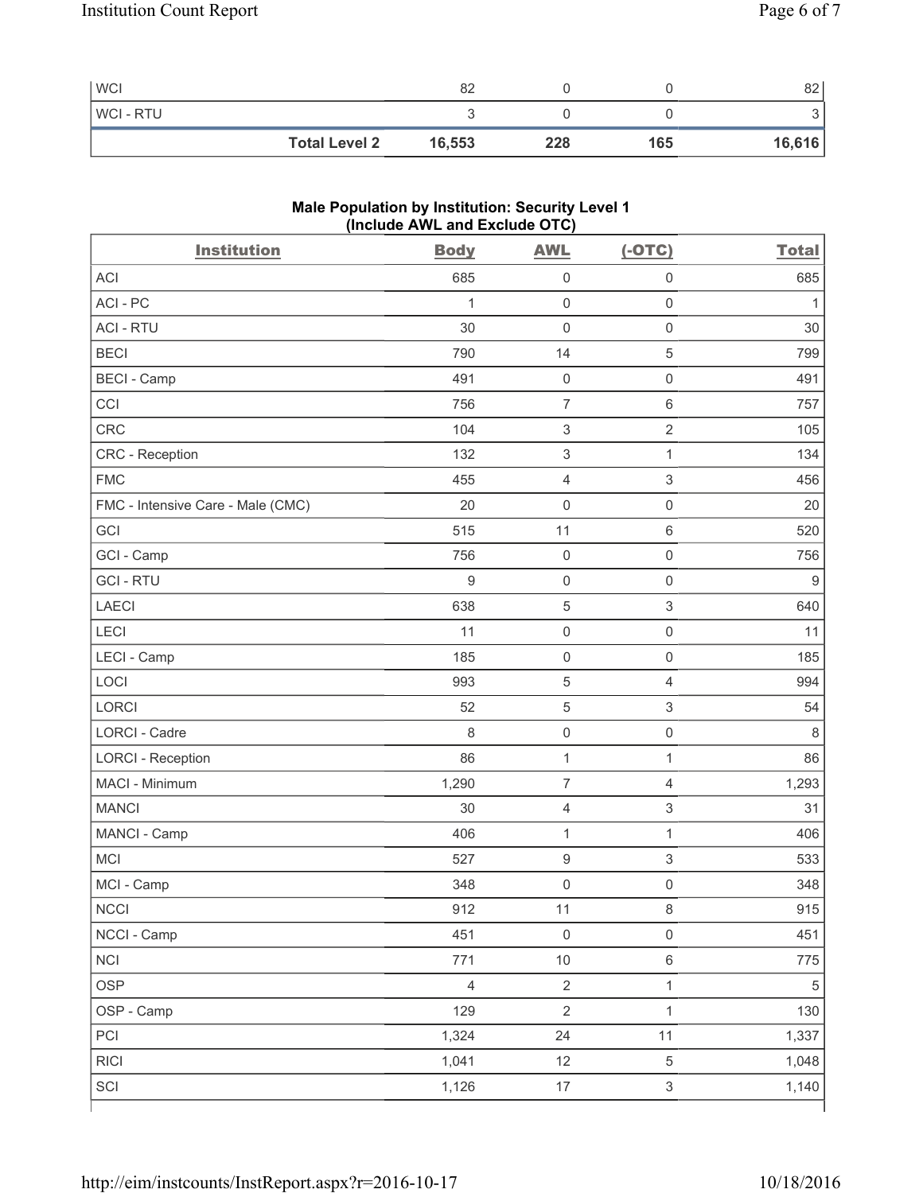| | Body | AWL | (-OTC) | Total |
|---|---|---|---|---|
| WCI | 82 | 0 | 0 | 82 |
| WCI - RTU | 3 | 0 | 0 | 3 |
| **Total Level 2** | **16,553** | **228** | **165** | **16,616** |

### Male Population by Institution: Security Level 1 (Include AWL and Exclude OTC)

| Institution | Body | AWL | (-OTC) | Total |
|---|---|---|---|---|
| ACI | 685 | 0 | 0 | 685 |
| ACI - PC | 1 | 0 | 0 | 1 |
| ACI - RTU | 30 | 0 | 0 | 30 |
| BECI | 790 | 14 | 5 | 799 |
| BECI - Camp | 491 | 0 | 0 | 491 |
| CCI | 756 | 7 | 6 | 757 |
| CRC | 104 | 3 | 2 | 105 |
| CRC - Reception | 132 | 3 | 1 | 134 |
| FMC | 455 | 4 | 3 | 456 |
| FMC - Intensive Care - Male (CMC) | 20 | 0 | 0 | 20 |
| GCI | 515 | 11 | 6 | 520 |
| GCI - Camp | 756 | 0 | 0 | 756 |
| GCI - RTU | 9 | 0 | 0 | 9 |
| LAECI | 638 | 5 | 3 | 640 |
| LECI | 11 | 0 | 0 | 11 |
| LECI - Camp | 185 | 0 | 0 | 185 |
| LOCI | 993 | 5 | 4 | 994 |
| LORCI | 52 | 5 | 3 | 54 |
| LORCI - Cadre | 8 | 0 | 0 | 8 |
| LORCI - Reception | 86 | 1 | 1 | 86 |
| MACI - Minimum | 1,290 | 7 | 4 | 1,293 |
| MANCI | 30 | 4 | 3 | 31 |
| MANCI - Camp | 406 | 1 | 1 | 406 |
| MCI | 527 | 9 | 3 | 533 |
| MCI - Camp | 348 | 0 | 0 | 348 |
| NCCI | 912 | 11 | 8 | 915 |
| NCCI - Camp | 451 | 0 | 0 | 451 |
| NCI | 771 | 10 | 6 | 775 |
| OSP | 4 | 2 | 1 | 5 |
| OSP - Camp | 129 | 2 | 1 | 130 |
| PCI | 1,324 | 24 | 11 | 1,337 |
| RICI | 1,041 | 12 | 5 | 1,048 |
| SCI | 1,126 | 17 | 3 | 1,140 |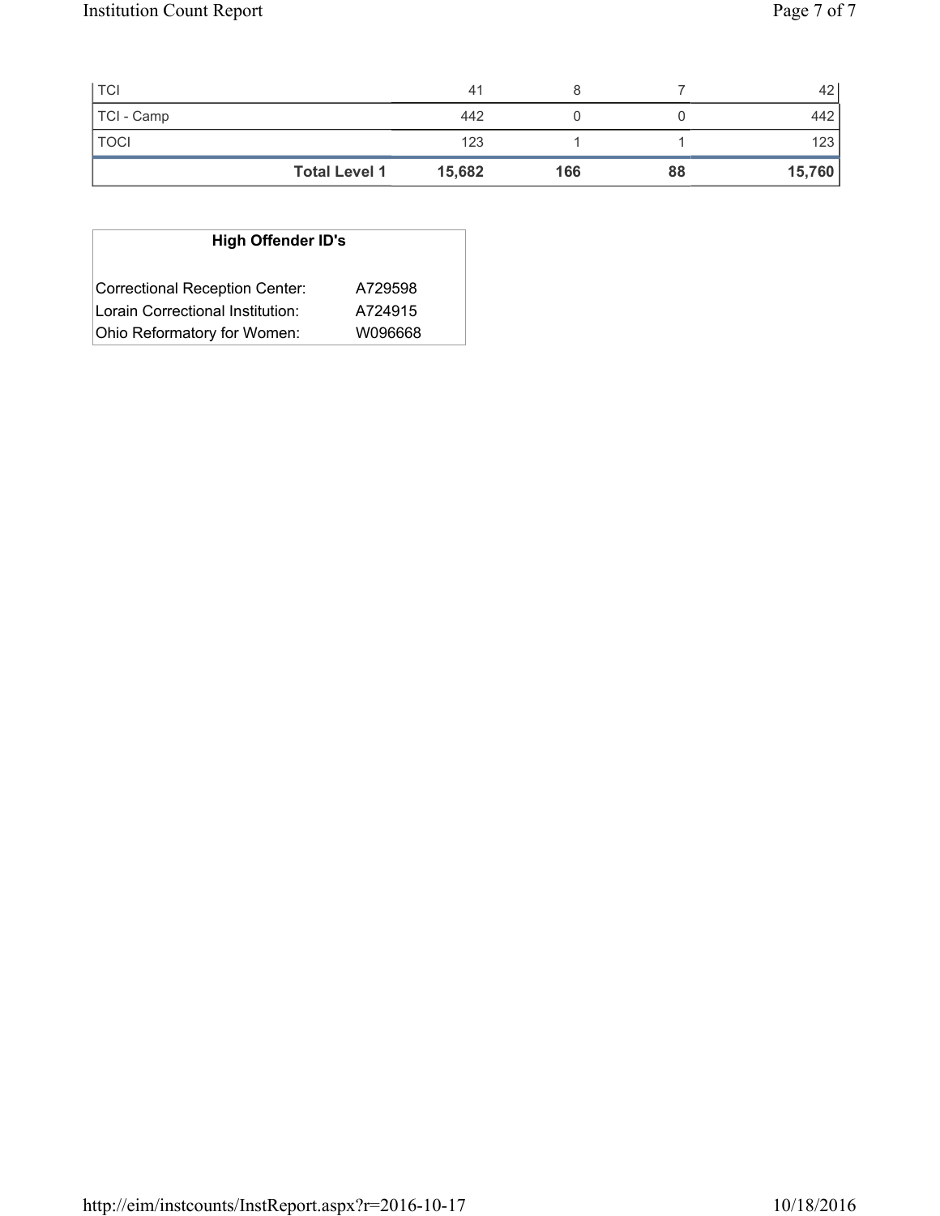| | | | | |
|---|---|---|---|---|
| TCI | 41 | 8 | 7 | 42 |
| TCI - Camp | 442 | 0 | 0 | 442 |
| TOCI | 123 | 1 | 1 | 123 |
| **Total Level 1** | **15,682** | **166** | **88** | **15,760** |

| High Offender ID's | |
|---|---|
| Correctional Reception Center: | A729598 |
| Lorain Correctional Institution: | A724915 |
| Ohio Reformatory for Women: | W096668 |